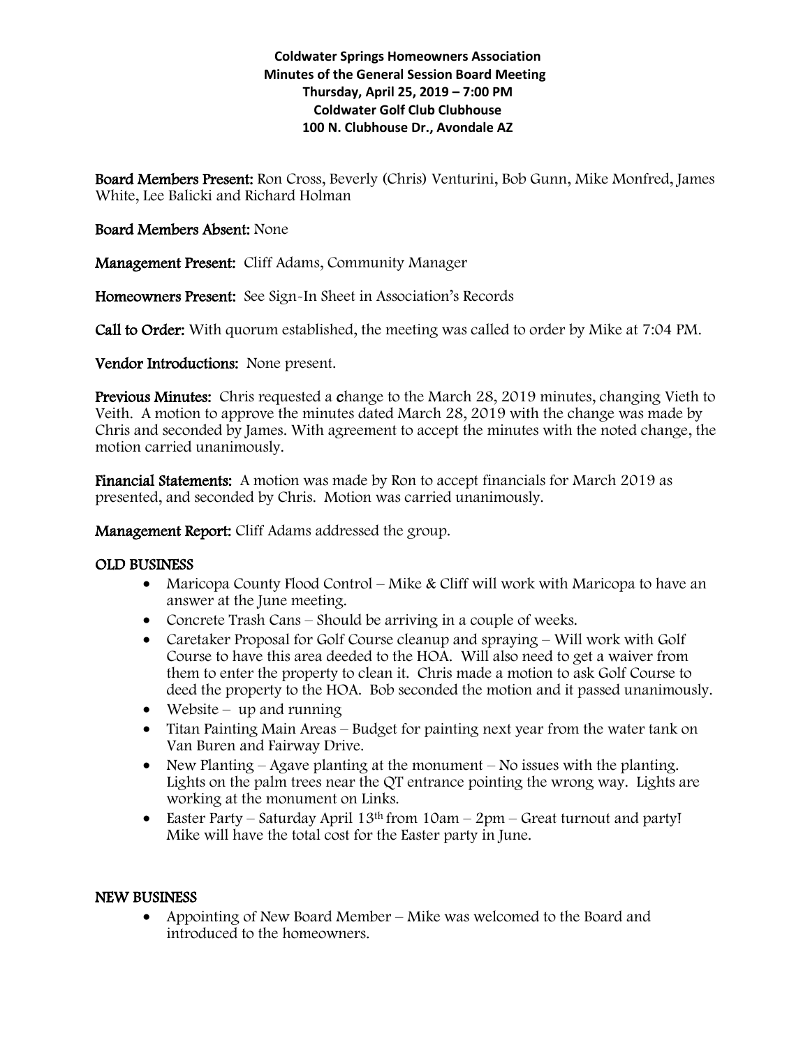**Coldwater Springs Homeowners Association**
**Minutes of the General Session Board Meeting**
**Thursday, April 25, 2019 – 7:00 PM**
**Coldwater Golf Club Clubhouse**
**100 N. Clubhouse Dr., Avondale AZ**

**Board Members Present:** Ron Cross, Beverly (Chris) Venturini, Bob Gunn, Mike Monfred, James White, Lee Balicki and Richard Holman

**Board Members Absent:** None

**Management Present:** Cliff Adams, Community Manager

**Homeowners Present:** See Sign-In Sheet in Association's Records

**Call to Order:** With quorum established, the meeting was called to order by Mike at 7:04 PM.

**Vendor Introductions:** None present.

**Previous Minutes:** Chris requested a change to the March 28, 2019 minutes, changing Vieth to Veith. A motion to approve the minutes dated March 28, 2019 with the change was made by Chris and seconded by James. With agreement to accept the minutes with the noted change, the motion carried unanimously.

**Financial Statements:** A motion was made by Ron to accept financials for March 2019 as presented, and seconded by Chris. Motion was carried unanimously.

**Management Report:** Cliff Adams addressed the group.

## OLD BUSINESS

- Maricopa County Flood Control – Mike & Cliff will work with Maricopa to have an answer at the June meeting.
- Concrete Trash Cans – Should be arriving in a couple of weeks.
- Caretaker Proposal for Golf Course cleanup and spraying – Will work with Golf Course to have this area deeded to the HOA. Will also need to get a waiver from them to enter the property to clean it. Chris made a motion to ask Golf Course to deed the property to the HOA. Bob seconded the motion and it passed unanimously.
- Website – up and running
- Titan Painting Main Areas – Budget for painting next year from the water tank on Van Buren and Fairway Drive.
- New Planting – Agave planting at the monument – No issues with the planting. Lights on the palm trees near the QT entrance pointing the wrong way. Lights are working at the monument on Links.
- Easter Party – Saturday April 13th from 10am – 2pm – Great turnout and party! Mike will have the total cost for the Easter party in June.

## NEW BUSINESS

- Appointing of New Board Member – Mike was welcomed to the Board and introduced to the homeowners.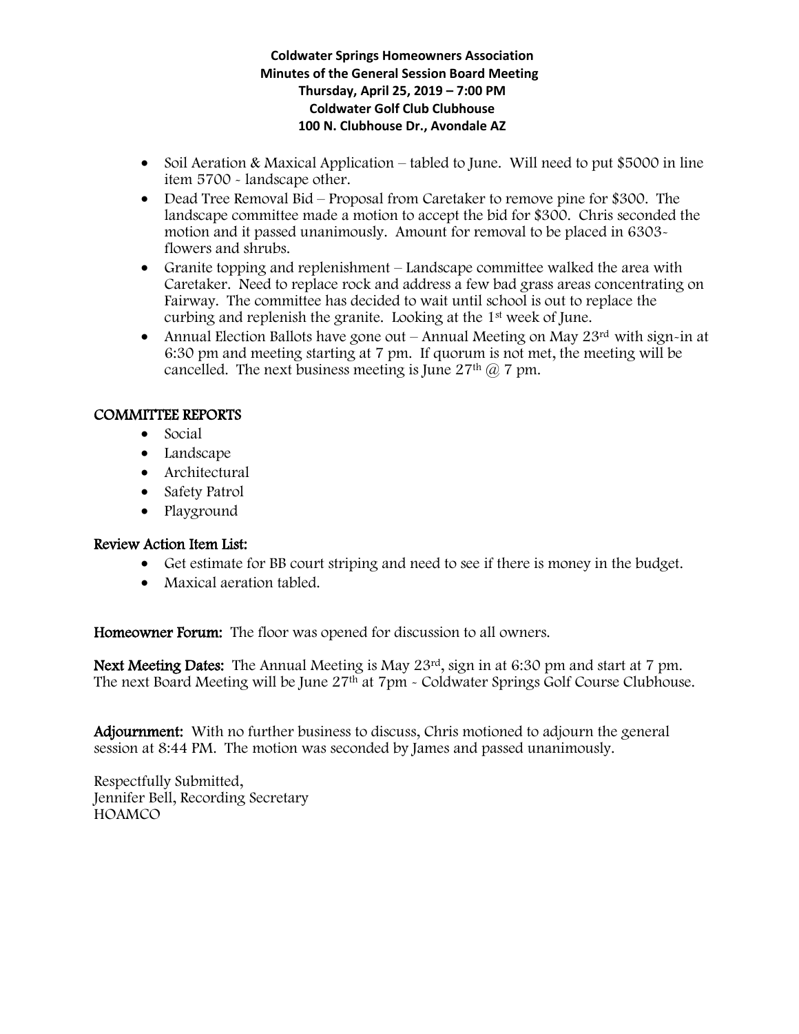**Coldwater Springs Homeowners Association**
**Minutes of the General Session Board Meeting**
**Thursday, April 25, 2019 – 7:00 PM**
**Coldwater Golf Club Clubhouse**
**100 N. Clubhouse Dr., Avondale AZ**

- Soil Aeration & Maxical Application – tabled to June. Will need to put $5000 in line item 5700 - landscape other.
- Dead Tree Removal Bid – Proposal from Caretaker to remove pine for $300. The landscape committee made a motion to accept the bid for $300. Chris seconded the motion and it passed unanimously. Amount for removal to be placed in 6303- flowers and shrubs.
- Granite topping and replenishment – Landscape committee walked the area with Caretaker. Need to replace rock and address a few bad grass areas concentrating on Fairway. The committee has decided to wait until school is out to replace the curbing and replenish the granite. Looking at the 1st week of June.
- Annual Election Ballots have gone out – Annual Meeting on May 23rd with sign-in at 6:30 pm and meeting starting at 7 pm. If quorum is not met, the meeting will be cancelled. The next business meeting is June 27th @ 7 pm.

## COMMITTEE REPORTS

- Social
- Landscape
- Architectural
- Safety Patrol
- Playground

## Review Action Item List:

- Get estimate for BB court striping and need to see if there is money in the budget.
- Maxical aeration tabled.

**Homeowner Forum:** The floor was opened for discussion to all owners.

**Next Meeting Dates:** The Annual Meeting is May 23rd, sign in at 6:30 pm and start at 7 pm. The next Board Meeting will be June 27th at 7pm - Coldwater Springs Golf Course Clubhouse.

**Adjournment:** With no further business to discuss, Chris motioned to adjourn the general session at 8:44 PM. The motion was seconded by James and passed unanimously.

Respectfully Submitted,
Jennifer Bell, Recording Secretary
HOAMCO